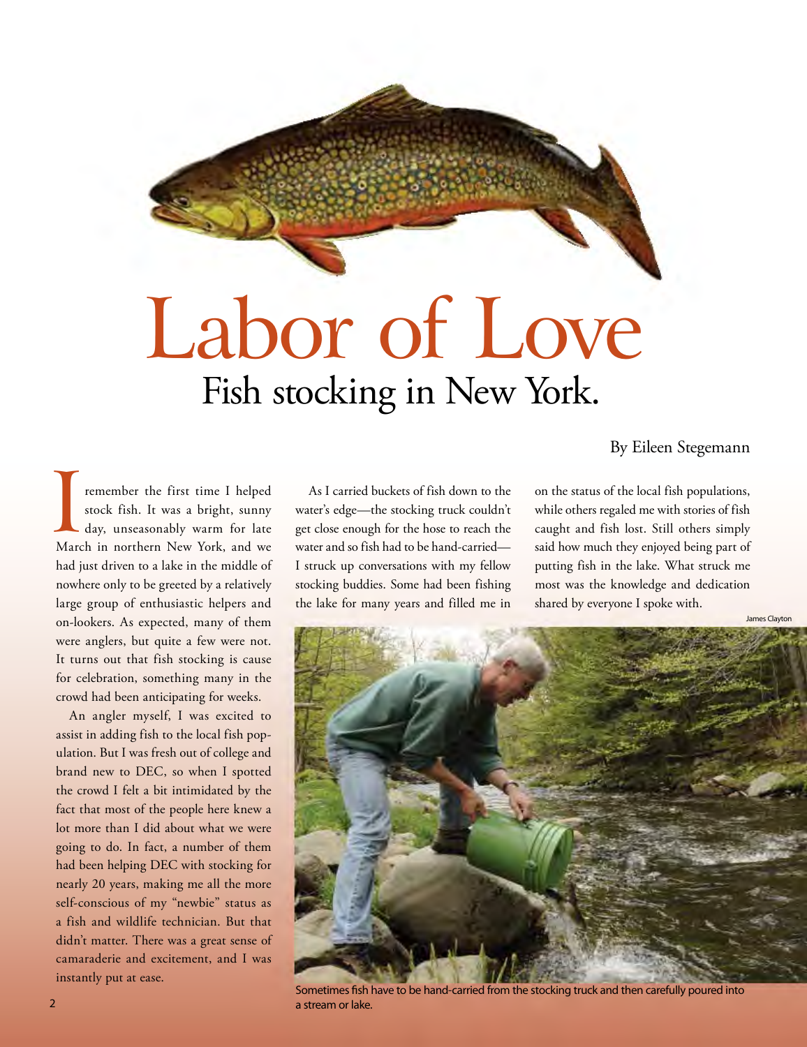# Labor of Love

## Fish stocking in New York.

By Eileen Stegemann

I remember the first time I helped stock fish. It was a bright, sunny day, unseasonably warm for late March in northern New York, and we had just driven to a lake in the middle of nowhere only to be greeted by a relatively large group of enthusiastic helpers and on-lookers. As expected, many of them were anglers, but quite a few were not. It turns out that fish stocking is cause for celebration, something many in the crowd had been anticipating for weeks.

An angler myself, I was excited to assist in adding fish to the local fish population. But I was fresh out of college and brand new to DEC, so when I spotted the crowd I felt a bit intimidated by the fact that most of the people here knew a lot more than I did about what we were going to do. In fact, a number of them had been helping DEC with stocking for nearly 20 years, making me all the more self-conscious of my "newbie" status as a fish and wildlife technician. But that didn't matter. There was a great sense of camaraderie and excitement, and I was instantly put at ease.

As I carried buckets of fish down to the water's edge—the stocking truck couldn't get close enough for the hose to reach the water and so fish had to be hand-carried—I struck up conversations with my fellow stocking buddies. Some had been fishing the lake for many years and filled me in on the status of the local fish populations, while others regaled me with stories of fish caught and fish lost. Still others simply said how much they enjoyed being part of putting fish in the lake. What struck me most was the knowledge and dedication shared by everyone I spoke with.

James Clayton

Sometimes fish have to be hand-carried from the stocking truck and then carefully poured into a stream or lake.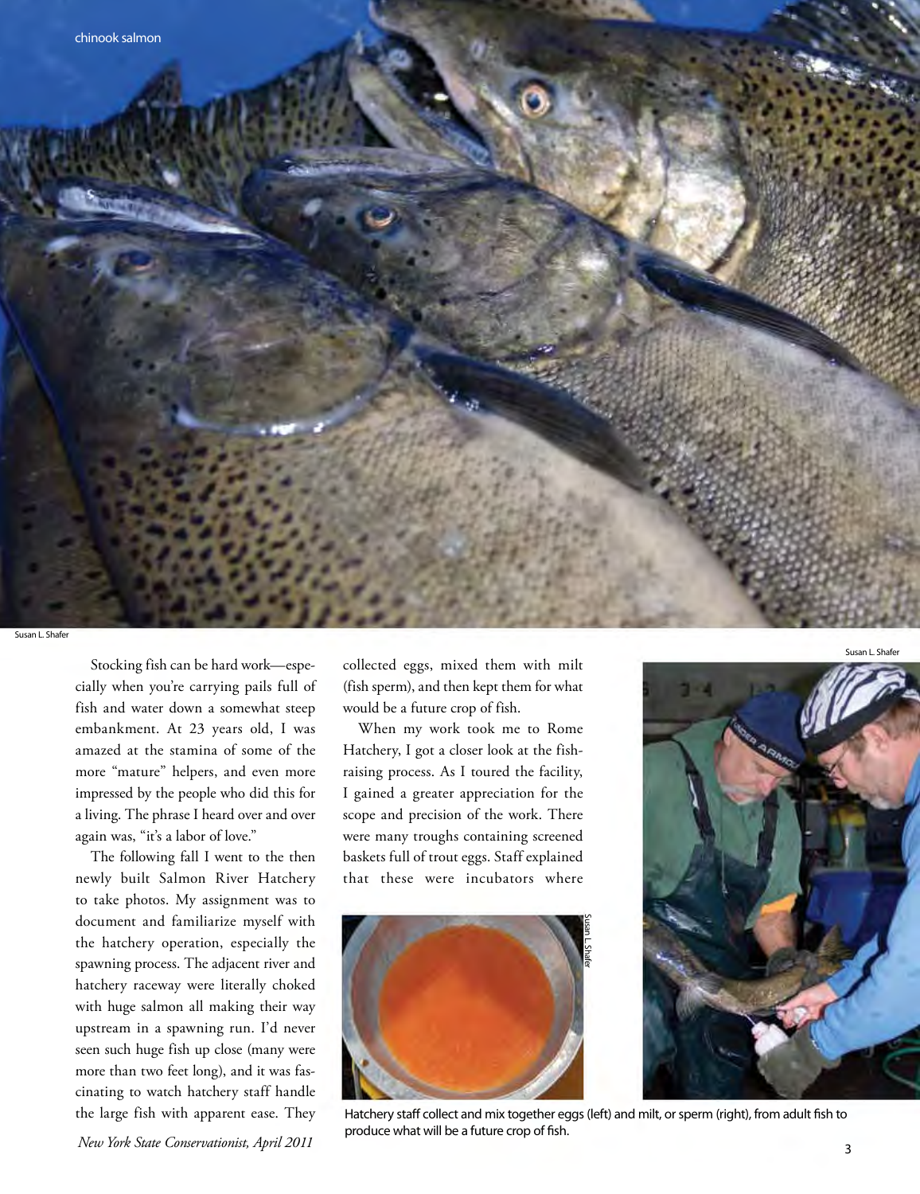chinook salmon

Susan L. Shafer

Stocking fish can be hard work—especially when you're carrying pails full of fish and water down a somewhat steep embankment. At 23 years old, I was amazed at the stamina of some of the more "mature" helpers, and even more impressed by the people who did this for a living. The phrase I heard over and over again was, "it's a labor of love."

The following fall I went to the then newly built Salmon River Hatchery to take photos. My assignment was to document and familiarize myself with the hatchery operation, especially the spawning process. The adjacent river and hatchery raceway were literally choked with huge salmon all making their way upstream in a spawning run. I'd never seen such huge fish up close (many were more than two feet long), and it was fascinating to watch hatchery staff handle the large fish with apparent ease. They collected eggs, mixed them with milt (fish sperm), and then kept them for what would be a future crop of fish.

When my work took me to Rome Hatchery, I got a closer look at the fish-raising process. As I toured the facility, I gained a greater appreciation for the scope and precision of the work. There were many troughs containing screened baskets full of trout eggs. Staff explained that these were incubators where

Susan L. Shafer

Susan L. Shafer

Hatchery staff collect and mix together eggs (left) and milt, or sperm (right), from adult fish to produce what will be a future crop of fish.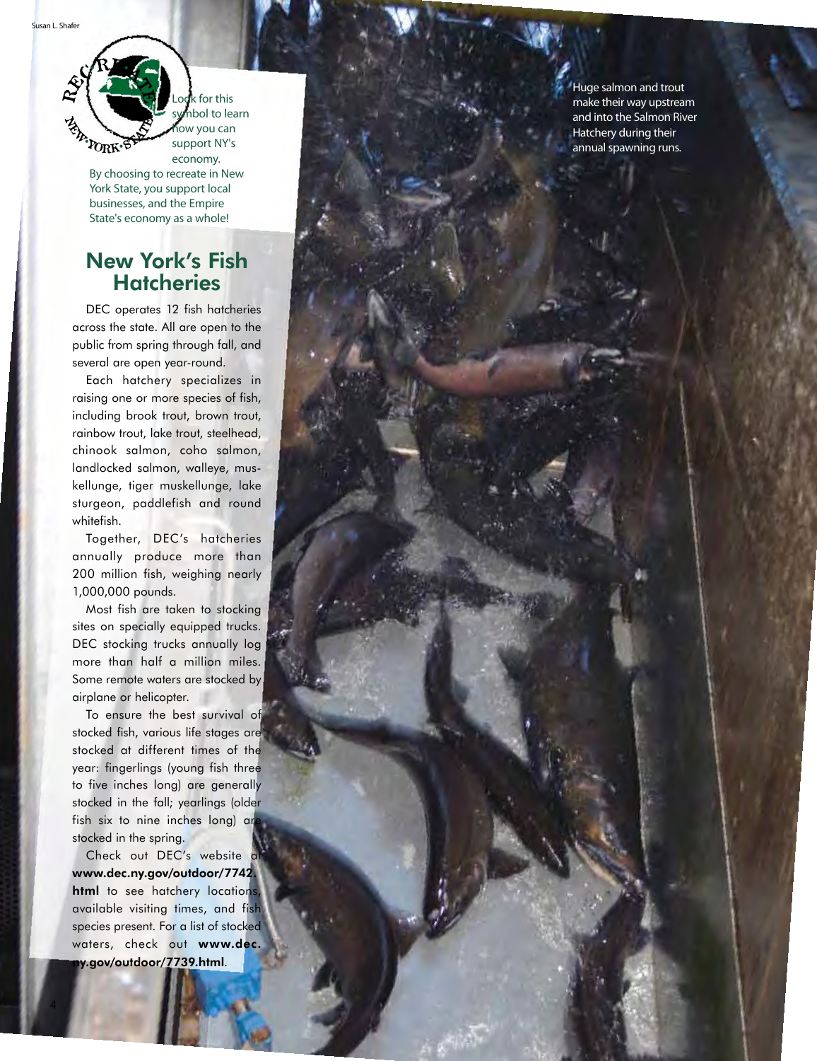Susan L. Shafer

Look for this symbol to learn how you can support NY's economy.

By choosing to recreate in New York State, you support local businesses, and the Empire State's economy as a whole!

## New York's Fish Hatcheries

DEC operates 12 fish hatcheries across the state. All are open to the public from spring through fall, and several are open year-round.

Each hatchery specializes in raising one or more species of fish, including brook trout, brown trout, rainbow trout, lake trout, steelhead, chinook salmon, coho salmon, landlocked salmon, walleye, muskellunge, tiger muskellunge, lake sturgeon, paddlefish and round whitefish.

Together, DEC's hatcheries annually produce more than 200 million fish, weighing nearly 1,000,000 pounds.

Most fish are taken to stocking sites on specially equipped trucks. DEC stocking trucks annually log more than half a million miles. Some remote waters are stocked by airplane or helicopter.

To ensure the best survival of stocked fish, various life stages are stocked at different times of the year: fingerlings (young fish three to five inches long) are generally stocked in the fall; yearlings (older fish six to nine inches long) are stocked in the spring.

Check out DEC's website at **www.dec.ny.gov/outdoor/7742.html** to see hatchery locations, available visiting times, and fish species present. For a list of stocked waters, check out **www.dec.ny.gov/outdoor/7739.html**.

Huge salmon and trout make their way upstream and into the Salmon River Hatchery during their annual spawning runs.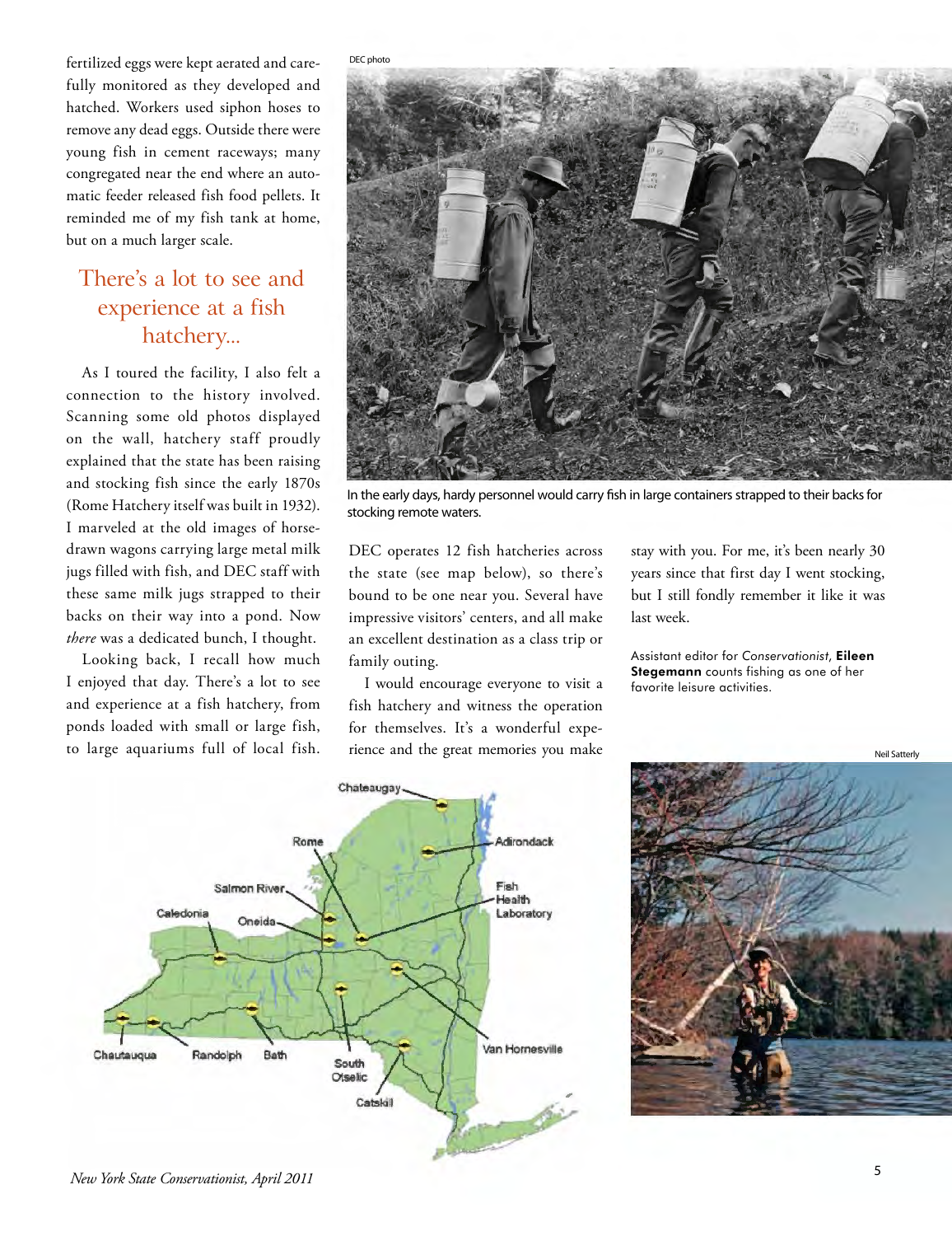fertilized eggs were kept aerated and carefully monitored as they developed and hatched. Workers used siphon hoses to remove any dead eggs. Outside there were young fish in cement raceways; many congregated near the end where an automatic feeder released fish food pellets. It reminded me of my fish tank at home, but on a much larger scale.

## There's a lot to see and experience at a fish hatchery...

As I toured the facility, I also felt a connection to the history involved. Scanning some old photos displayed on the wall, hatchery staff proudly explained that the state has been raising and stocking fish since the early 1870s (Rome Hatchery itself was built in 1932). I marveled at the old images of horse-drawn wagons carrying large metal milk jugs filled with fish, and DEC staff with these same milk jugs strapped to their backs on their way into a pond. Now *there* was a dedicated bunch, I thought.

Looking back, I recall how much I enjoyed that day. There's a lot to see and experience at a fish hatchery, from ponds loaded with small or large fish, to large aquariums full of local fish.

DEC photo

In the early days, hardy personnel would carry fish in large containers strapped to their backs for stocking remote waters.

DEC operates 12 fish hatcheries across the state (see map below), so there's bound to be one near you. Several have impressive visitors' centers, and all make an excellent destination as a class trip or family outing.

I would encourage everyone to visit a fish hatchery and witness the operation for themselves. It's a wonderful experience and the great memories you make stay with you. For me, it's been nearly 30 years since that first day I went stocking, but I still fondly remember it like it was last week.

Assistant editor for *Conservationist*, **Eileen Stegemann** counts fishing as one of her favorite leisure activities.

Chateaugay
Rome
Adirondack
Salmon River
Fish Health Laboratory
Caledonia
Oneida
Chautauqua
Randolph
Bath
South Otselic
Van Hornesville
Catskill

Neil Satterly